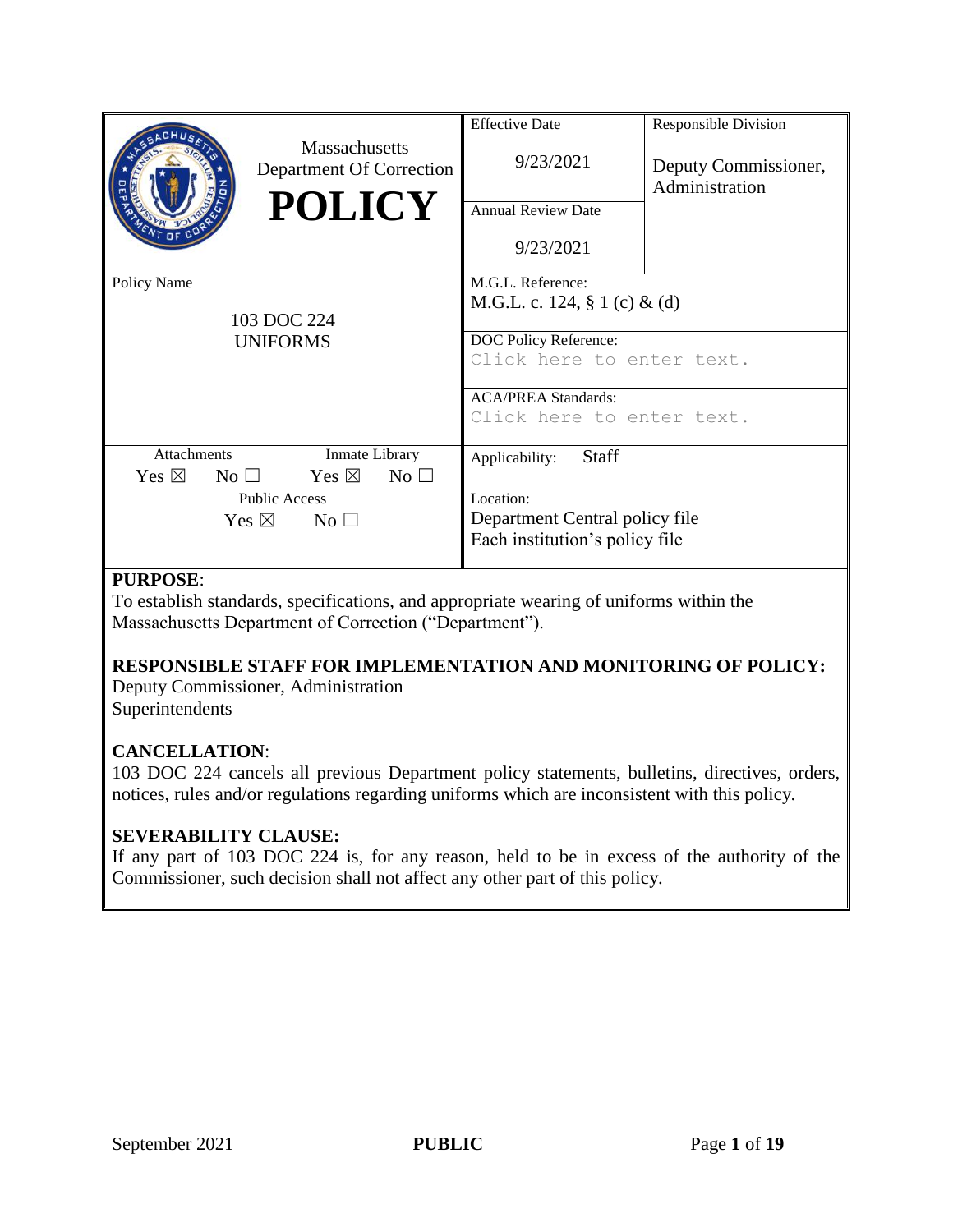| Massachusetts Department Of Correction **POLICY** | Effective Date<br>9/23/2021 | Responsible Division<br>Deputy Commissioner, Administration |
|---|---|---|
| | Annual Review Date<br>9/23/2021 | |
| Policy Name<br>103 DOC 224<br>UNIFORMS | M.G.L. Reference:<br>M.G.L. c. 124, § 1 (c) & (d) | |
| | DOC Policy Reference:<br>Click here to enter text. | |
| | ACA/PREA Standards:<br>Click here to enter text. | |
| Attachments: Yes ☒ No ☐ / Inmate Library: Yes ☒ No ☐ | Applicability: Staff | |
| Public Access: Yes ☒ No ☐ | Location:<br>Department Central policy file<br>Each institution's policy file | |

**PURPOSE**:
To establish standards, specifications, and appropriate wearing of uniforms within the Massachusetts Department of Correction ("Department").

**RESPONSIBLE STAFF FOR IMPLEMENTATION AND MONITORING OF POLICY:**
Deputy Commissioner, Administration
Superintendents

**CANCELLATION**:
103 DOC 224 cancels all previous Department policy statements, bulletins, directives, orders, notices, rules and/or regulations regarding uniforms which are inconsistent with this policy.

**SEVERABILITY CLAUSE:**
If any part of 103 DOC 224 is, for any reason, held to be in excess of the authority of the Commissioner, such decision shall not affect any other part of this policy.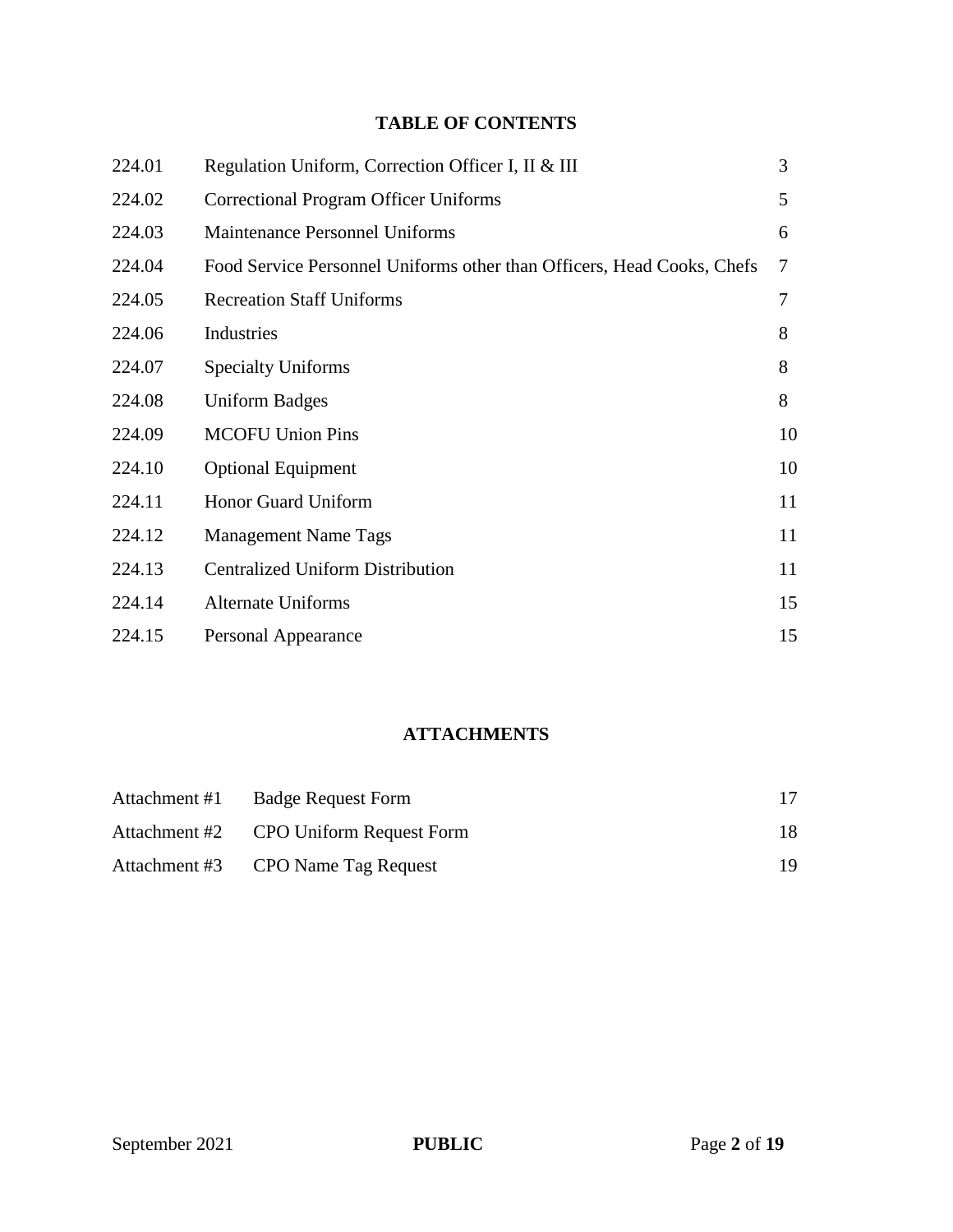## TABLE OF CONTENTS

| | | |
|---|---|---|
| 224.01 | Regulation Uniform, Correction Officer I, II & III | 3 |
| 224.02 | Correctional Program Officer Uniforms | 5 |
| 224.03 | Maintenance Personnel Uniforms | 6 |
| 224.04 | Food Service Personnel Uniforms other than Officers, Head Cooks, Chefs | 7 |
| 224.05 | Recreation Staff Uniforms | 7 |
| 224.06 | Industries | 8 |
| 224.07 | Specialty Uniforms | 8 |
| 224.08 | Uniform Badges | 8 |
| 224.09 | MCOFU Union Pins | 10 |
| 224.10 | Optional Equipment | 10 |
| 224.11 | Honor Guard Uniform | 11 |
| 224.12 | Management Name Tags | 11 |
| 224.13 | Centralized Uniform Distribution | 11 |
| 224.14 | Alternate Uniforms | 15 |
| 224.15 | Personal Appearance | 15 |

## ATTACHMENTS

| | | |
|---|---|---|
| Attachment #1 | Badge Request Form | 17 |
| Attachment #2 | CPO Uniform Request Form | 18 |
| Attachment #3 | CPO Name Tag Request | 19 |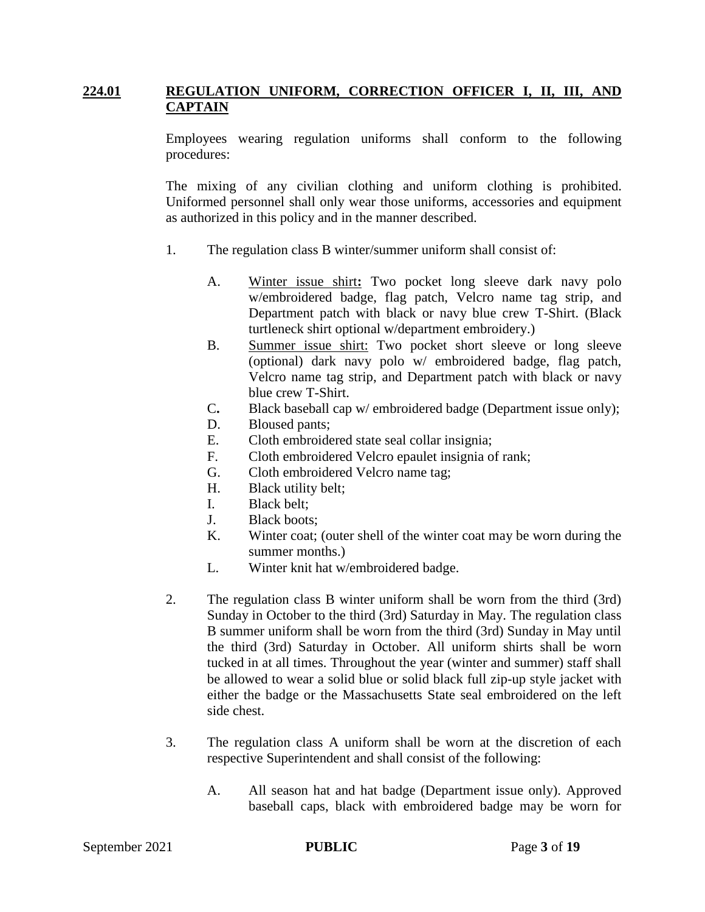## **224.01 REGULATION UNIFORM, CORRECTION OFFICER I, II, III, AND CAPTAIN**

Employees wearing regulation uniforms shall conform to the following procedures:

The mixing of any civilian clothing and uniform clothing is prohibited. Uniformed personnel shall only wear those uniforms, accessories and equipment as authorized in this policy and in the manner described.

1. The regulation class B winter/summer uniform shall consist of:

   A. Winter issue shirt**:** Two pocket long sleeve dark navy polo w/embroidered badge, flag patch, Velcro name tag strip, and Department patch with black or navy blue crew T-Shirt. (Black turtleneck shirt optional w/department embroidery.)

   B. Summer issue shirt: Two pocket short sleeve or long sleeve (optional) dark navy polo w/ embroidered badge, flag patch, Velcro name tag strip, and Department patch with black or navy blue crew T-Shirt.

   C**.** Black baseball cap w/ embroidered badge (Department issue only);

   D. Bloused pants;

   E. Cloth embroidered state seal collar insignia;

   F. Cloth embroidered Velcro epaulet insignia of rank;

   G. Cloth embroidered Velcro name tag;

   H. Black utility belt;

   I. Black belt;

   J. Black boots;

   K. Winter coat; (outer shell of the winter coat may be worn during the summer months.)

   L. Winter knit hat w/embroidered badge.

2. The regulation class B winter uniform shall be worn from the third (3rd) Sunday in October to the third (3rd) Saturday in May. The regulation class B summer uniform shall be worn from the third (3rd) Sunday in May until the third (3rd) Saturday in October. All uniform shirts shall be worn tucked in at all times. Throughout the year (winter and summer) staff shall be allowed to wear a solid blue or solid black full zip-up style jacket with either the badge or the Massachusetts State seal embroidered on the left side chest.

3. The regulation class A uniform shall be worn at the discretion of each respective Superintendent and shall consist of the following:

   A. All season hat and hat badge (Department issue only). Approved baseball caps, black with embroidered badge may be worn for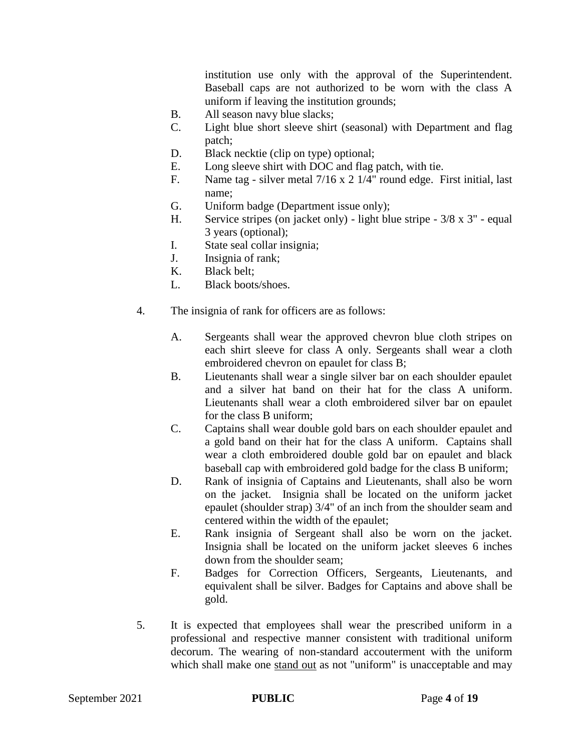institution use only with the approval of the Superintendent. Baseball caps are not authorized to be worn with the class A uniform if leaving the institution grounds;

B. All season navy blue slacks;
C. Light blue short sleeve shirt (seasonal) with Department and flag patch;
D. Black necktie (clip on type) optional;
E. Long sleeve shirt with DOC and flag patch, with tie.
F. Name tag - silver metal 7/16 x 2 1/4" round edge. First initial, last name;
G. Uniform badge (Department issue only);
H. Service stripes (on jacket only) - light blue stripe - 3/8 x 3" - equal 3 years (optional);
I. State seal collar insignia;
J. Insignia of rank;
K. Black belt;
L. Black boots/shoes.

4. The insignia of rank for officers are as follows:

   A. Sergeants shall wear the approved chevron blue cloth stripes on each shirt sleeve for class A only. Sergeants shall wear a cloth embroidered chevron on epaulet for class B;
   B. Lieutenants shall wear a single silver bar on each shoulder epaulet and a silver hat band on their hat for the class A uniform. Lieutenants shall wear a cloth embroidered silver bar on epaulet for the class B uniform;
   C. Captains shall wear double gold bars on each shoulder epaulet and a gold band on their hat for the class A uniform. Captains shall wear a cloth embroidered double gold bar on epaulet and black baseball cap with embroidered gold badge for the class B uniform;
   D. Rank of insignia of Captains and Lieutenants, shall also be worn on the jacket. Insignia shall be located on the uniform jacket epaulet (shoulder strap) 3/4" of an inch from the shoulder seam and centered within the width of the epaulet;
   E. Rank insignia of Sergeant shall also be worn on the jacket. Insignia shall be located on the uniform jacket sleeves 6 inches down from the shoulder seam;
   F. Badges for Correction Officers, Sergeants, Lieutenants, and equivalent shall be silver. Badges for Captains and above shall be gold.

5. It is expected that employees shall wear the prescribed uniform in a professional and respective manner consistent with traditional uniform decorum. The wearing of non-standard accouterment with the uniform which shall make one <u>stand out</u> as not "uniform" is unacceptable and may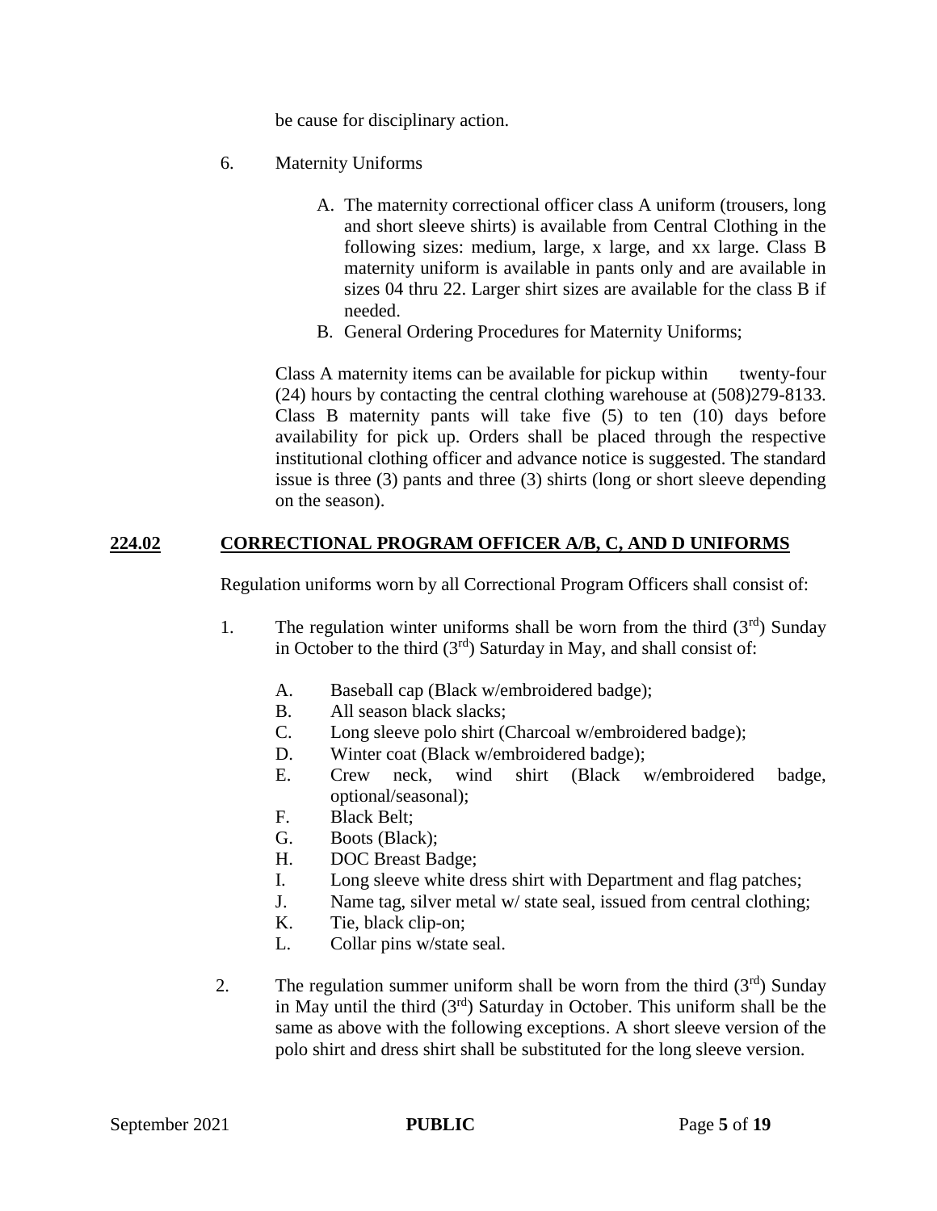be cause for disciplinary action.

6. Maternity Uniforms

   A. The maternity correctional officer class A uniform (trousers, long and short sleeve shirts) is available from Central Clothing in the following sizes: medium, large, x large, and xx large. Class B maternity uniform is available in pants only and are available in sizes 04 thru 22. Larger shirt sizes are available for the class B if needed.
   B. General Ordering Procedures for Maternity Uniforms;

   Class A maternity items can be available for pickup within twenty-four (24) hours by contacting the central clothing warehouse at (508)279-8133. Class B maternity pants will take five (5) to ten (10) days before availability for pick up. Orders shall be placed through the respective institutional clothing officer and advance notice is suggested. The standard issue is three (3) pants and three (3) shirts (long or short sleeve depending on the season).

## 224.02 CORRECTIONAL PROGRAM OFFICER A/B, C, AND D UNIFORMS

Regulation uniforms worn by all Correctional Program Officers shall consist of:

1. The regulation winter uniforms shall be worn from the third (3rd) Sunday in October to the third (3rd) Saturday in May, and shall consist of:

   A. Baseball cap (Black w/embroidered badge);
   B. All season black slacks;
   C. Long sleeve polo shirt (Charcoal w/embroidered badge);
   D. Winter coat (Black w/embroidered badge);
   E. Crew neck, wind shirt (Black w/embroidered badge, optional/seasonal);
   F. Black Belt;
   G. Boots (Black);
   H. DOC Breast Badge;
   I. Long sleeve white dress shirt with Department and flag patches;
   J. Name tag, silver metal w/ state seal, issued from central clothing;
   K. Tie, black clip-on;
   L. Collar pins w/state seal.

2. The regulation summer uniform shall be worn from the third (3rd) Sunday in May until the third (3rd) Saturday in October. This uniform shall be the same as above with the following exceptions. A short sleeve version of the polo shirt and dress shirt shall be substituted for the long sleeve version.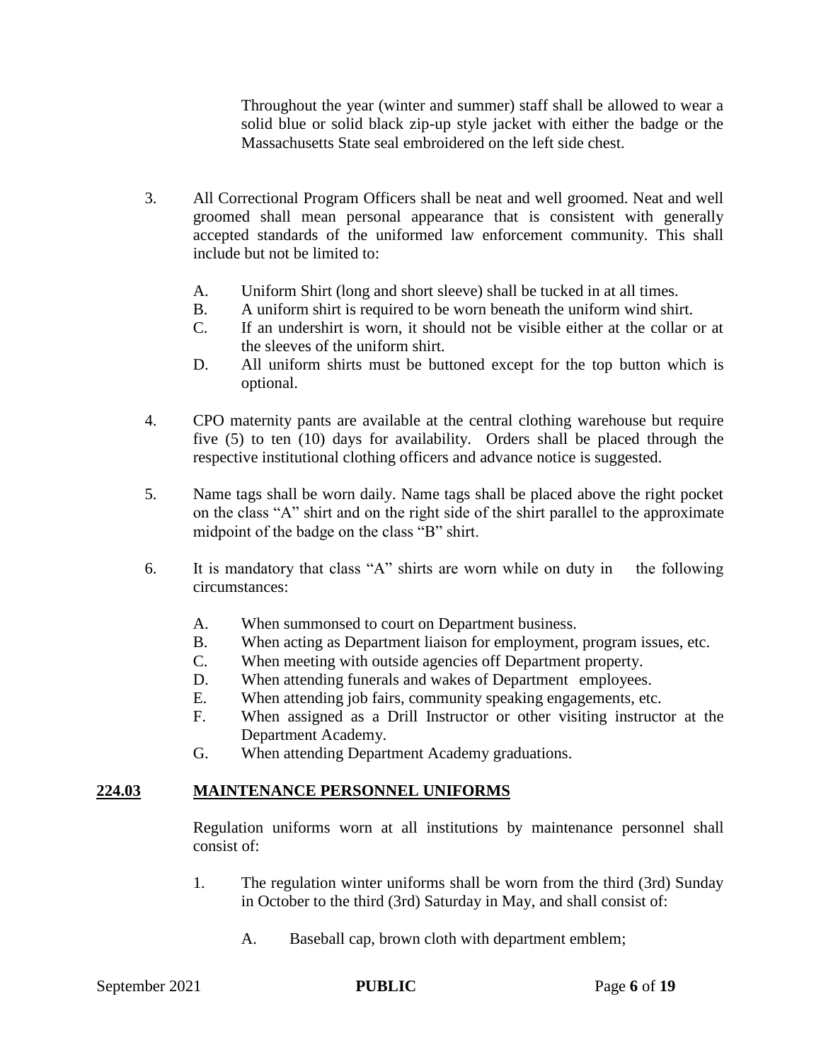Throughout the year (winter and summer) staff shall be allowed to wear a solid blue or solid black zip-up style jacket with either the badge or the Massachusetts State seal embroidered on the left side chest.

3. All Correctional Program Officers shall be neat and well groomed. Neat and well groomed shall mean personal appearance that is consistent with generally accepted standards of the uniformed law enforcement community. This shall include but not be limited to:

   A. Uniform Shirt (long and short sleeve) shall be tucked in at all times.
   B. A uniform shirt is required to be worn beneath the uniform wind shirt.
   C. If an undershirt is worn, it should not be visible either at the collar or at the sleeves of the uniform shirt.
   D. All uniform shirts must be buttoned except for the top button which is optional.

4. CPO maternity pants are available at the central clothing warehouse but require five (5) to ten (10) days for availability. Orders shall be placed through the respective institutional clothing officers and advance notice is suggested.

5. Name tags shall be worn daily. Name tags shall be placed above the right pocket on the class "A" shirt and on the right side of the shirt parallel to the approximate midpoint of the badge on the class "B" shirt.

6. It is mandatory that class "A" shirts are worn while on duty in the following circumstances:

   A. When summonsed to court on Department business.
   B. When acting as Department liaison for employment, program issues, etc.
   C. When meeting with outside agencies off Department property.
   D. When attending funerals and wakes of Department employees.
   E. When attending job fairs, community speaking engagements, etc.
   F. When assigned as a Drill Instructor or other visiting instructor at the Department Academy.
   G. When attending Department Academy graduations.

## **224.03 MAINTENANCE PERSONNEL UNIFORMS**

Regulation uniforms worn at all institutions by maintenance personnel shall consist of:

1. The regulation winter uniforms shall be worn from the third (3rd) Sunday in October to the third (3rd) Saturday in May, and shall consist of:

   A. Baseball cap, brown cloth with department emblem;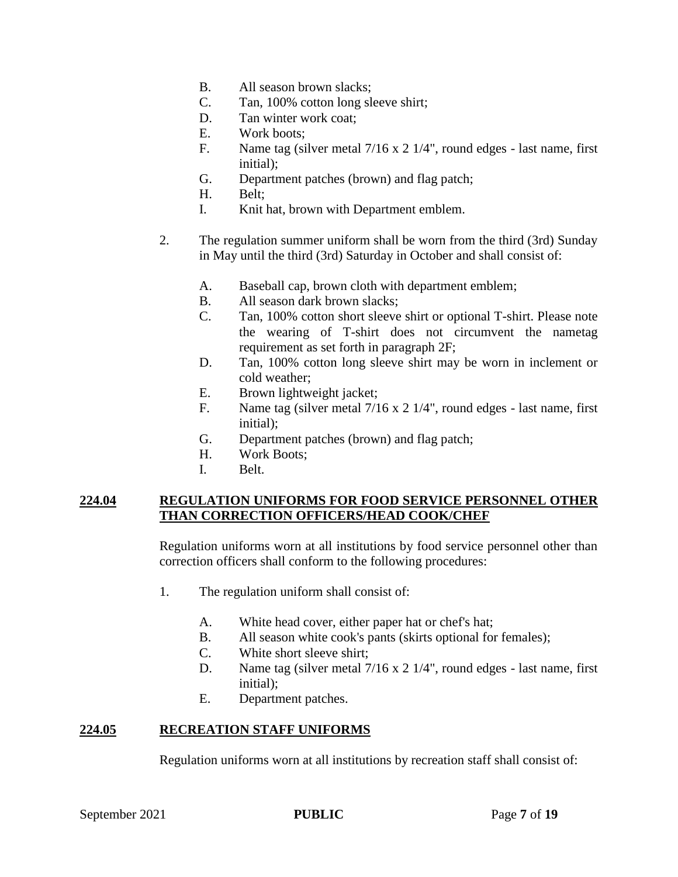B. All season brown slacks;
C. Tan, 100% cotton long sleeve shirt;
D. Tan winter work coat;
E. Work boots;
F. Name tag (silver metal 7/16 x 2 1/4", round edges - last name, first initial);
G. Department patches (brown) and flag patch;
H. Belt;
I. Knit hat, brown with Department emblem.

2. The regulation summer uniform shall be worn from the third (3rd) Sunday in May until the third (3rd) Saturday in October and shall consist of:

   A. Baseball cap, brown cloth with department emblem;
   B. All season dark brown slacks;
   C. Tan, 100% cotton short sleeve shirt or optional T-shirt. Please note the wearing of T-shirt does not circumvent the nametag requirement as set forth in paragraph 2F;
   D. Tan, 100% cotton long sleeve shirt may be worn in inclement or cold weather;
   E. Brown lightweight jacket;
   F. Name tag (silver metal 7/16 x 2 1/4", round edges - last name, first initial);
   G. Department patches (brown) and flag patch;
   H. Work Boots;
   I. Belt.

## 224.04 REGULATION UNIFORMS FOR FOOD SERVICE PERSONNEL OTHER THAN CORRECTION OFFICERS/HEAD COOK/CHEF

Regulation uniforms worn at all institutions by food service personnel other than correction officers shall conform to the following procedures:

1. The regulation uniform shall consist of:

   A. White head cover, either paper hat or chef's hat;
   B. All season white cook's pants (skirts optional for females);
   C. White short sleeve shirt;
   D. Name tag (silver metal 7/16 x 2 1/4", round edges - last name, first initial);
   E. Department patches.

## 224.05 RECREATION STAFF UNIFORMS

Regulation uniforms worn at all institutions by recreation staff shall consist of: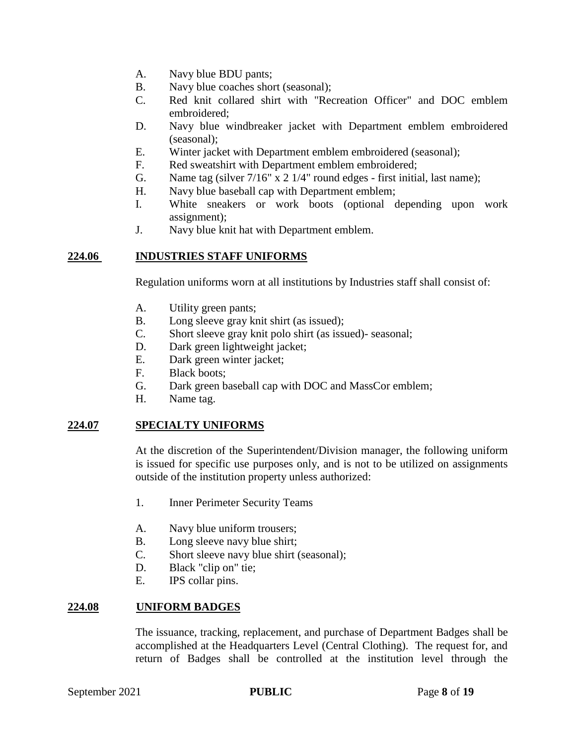A. Navy blue BDU pants;
B. Navy blue coaches short (seasonal);
C. Red knit collared shirt with "Recreation Officer" and DOC emblem embroidered;
D. Navy blue windbreaker jacket with Department emblem embroidered (seasonal);
E. Winter jacket with Department emblem embroidered (seasonal);
F. Red sweatshirt with Department emblem embroidered;
G. Name tag (silver 7/16" x 2 1/4" round edges - first initial, last name);
H. Navy blue baseball cap with Department emblem;
I. White sneakers or work boots (optional depending upon work assignment);
J. Navy blue knit hat with Department emblem.

## 224.06 INDUSTRIES STAFF UNIFORMS

Regulation uniforms worn at all institutions by Industries staff shall consist of:

A. Utility green pants;
B. Long sleeve gray knit shirt (as issued);
C. Short sleeve gray knit polo shirt (as issued)- seasonal;
D. Dark green lightweight jacket;
E. Dark green winter jacket;
F. Black boots;
G. Dark green baseball cap with DOC and MassCor emblem;
H. Name tag.

## 224.07 SPECIALTY UNIFORMS

At the discretion of the Superintendent/Division manager, the following uniform is issued for specific use purposes only, and is not to be utilized on assignments outside of the institution property unless authorized:

1. Inner Perimeter Security Teams

A. Navy blue uniform trousers;
B. Long sleeve navy blue shirt;
C. Short sleeve navy blue shirt (seasonal);
D. Black "clip on" tie;
E. IPS collar pins.

## 224.08 UNIFORM BADGES

The issuance, tracking, replacement, and purchase of Department Badges shall be accomplished at the Headquarters Level (Central Clothing). The request for, and return of Badges shall be controlled at the institution level through the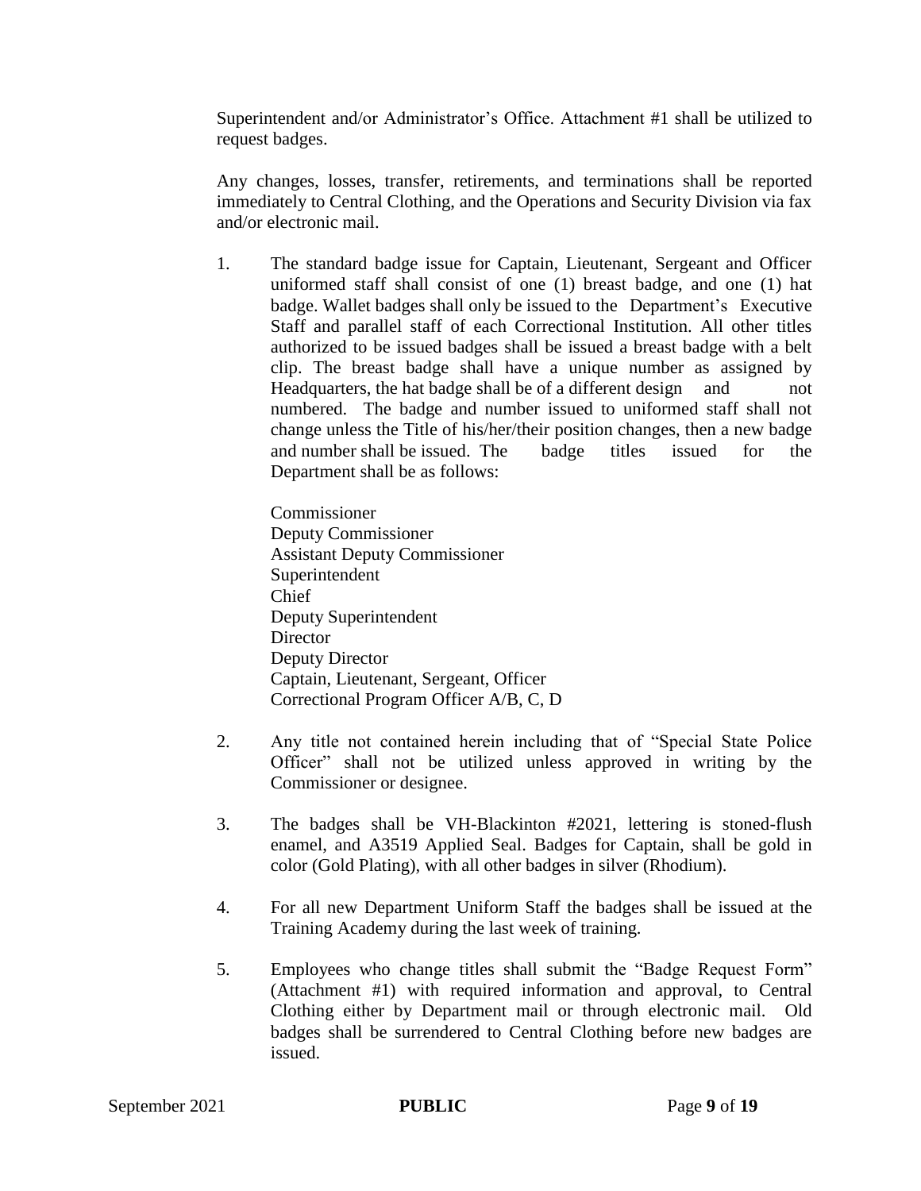Superintendent and/or Administrator's Office. Attachment #1 shall be utilized to request badges.

Any changes, losses, transfer, retirements, and terminations shall be reported immediately to Central Clothing, and the Operations and Security Division via fax and/or electronic mail.

1. The standard badge issue for Captain, Lieutenant, Sergeant and Officer uniformed staff shall consist of one (1) breast badge, and one (1) hat badge. Wallet badges shall only be issued to the Department's Executive Staff and parallel staff of each Correctional Institution. All other titles authorized to be issued badges shall be issued a breast badge with a belt clip. The breast badge shall have a unique number as assigned by Headquarters, the hat badge shall be of a different design and not numbered. The badge and number issued to uniformed staff shall not change unless the Title of his/her/their position changes, then a new badge and number shall be issued. The badge titles issued for the Department shall be as follows:

   Commissioner
   Deputy Commissioner
   Assistant Deputy Commissioner
   Superintendent
   Chief
   Deputy Superintendent
   Director
   Deputy Director
   Captain, Lieutenant, Sergeant, Officer
   Correctional Program Officer A/B, C, D

2. Any title not contained herein including that of "Special State Police Officer" shall not be utilized unless approved in writing by the Commissioner or designee.

3. The badges shall be VH-Blackinton #2021, lettering is stoned-flush enamel, and A3519 Applied Seal. Badges for Captain, shall be gold in color (Gold Plating), with all other badges in silver (Rhodium).

4. For all new Department Uniform Staff the badges shall be issued at the Training Academy during the last week of training.

5. Employees who change titles shall submit the "Badge Request Form" (Attachment #1) with required information and approval, to Central Clothing either by Department mail or through electronic mail. Old badges shall be surrendered to Central Clothing before new badges are issued.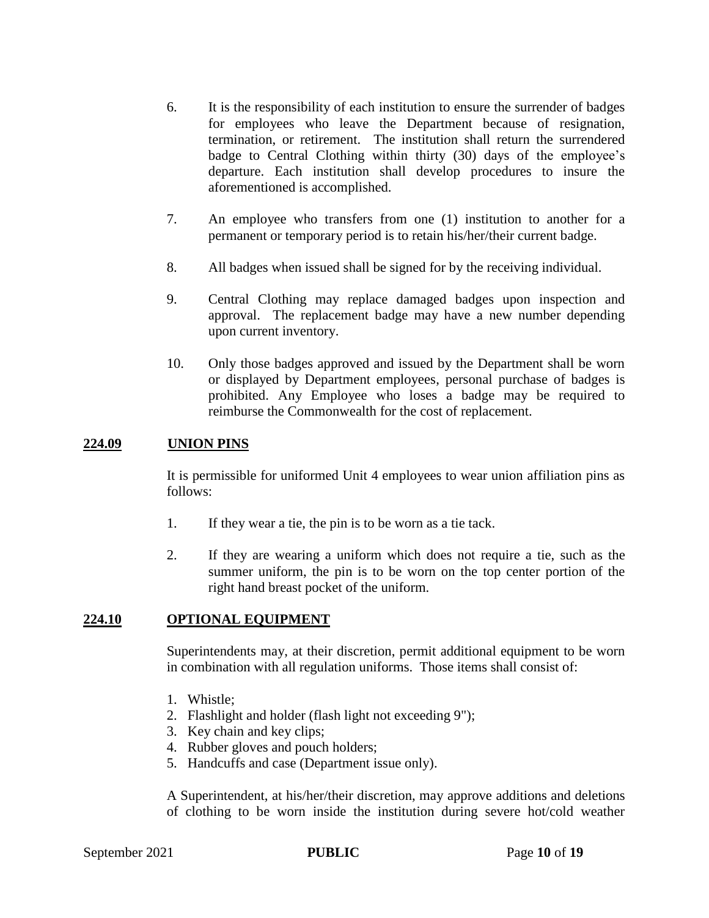6. It is the responsibility of each institution to ensure the surrender of badges for employees who leave the Department because of resignation, termination, or retirement. The institution shall return the surrendered badge to Central Clothing within thirty (30) days of the employee's departure. Each institution shall develop procedures to insure the aforementioned is accomplished.

7. An employee who transfers from one (1) institution to another for a permanent or temporary period is to retain his/her/their current badge.

8. All badges when issued shall be signed for by the receiving individual.

9. Central Clothing may replace damaged badges upon inspection and approval. The replacement badge may have a new number depending upon current inventory.

10. Only those badges approved and issued by the Department shall be worn or displayed by Department employees, personal purchase of badges is prohibited. Any Employee who loses a badge may be required to reimburse the Commonwealth for the cost of replacement.

## 224.09 UNION PINS

It is permissible for uniformed Unit 4 employees to wear union affiliation pins as follows:

1. If they wear a tie, the pin is to be worn as a tie tack.

2. If they are wearing a uniform which does not require a tie, such as the summer uniform, the pin is to be worn on the top center portion of the right hand breast pocket of the uniform.

## 224.10 OPTIONAL EQUIPMENT

Superintendents may, at their discretion, permit additional equipment to be worn in combination with all regulation uniforms. Those items shall consist of:

1. Whistle;
2. Flashlight and holder (flash light not exceeding 9");
3. Key chain and key clips;
4. Rubber gloves and pouch holders;
5. Handcuffs and case (Department issue only).

A Superintendent, at his/her/their discretion, may approve additions and deletions of clothing to be worn inside the institution during severe hot/cold weather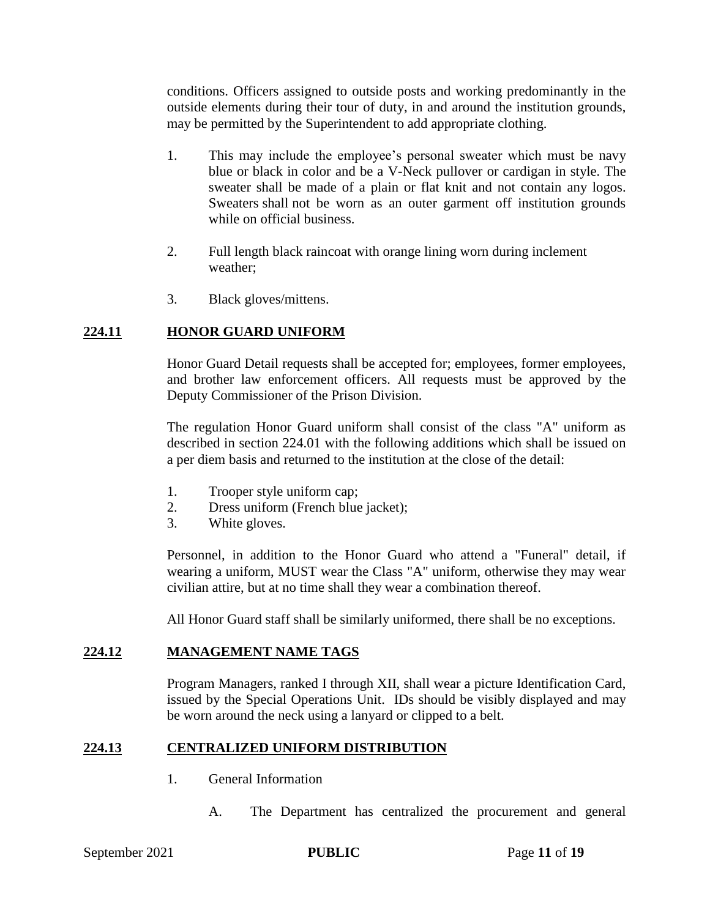conditions. Officers assigned to outside posts and working predominantly in the outside elements during their tour of duty, in and around the institution grounds, may be permitted by the Superintendent to add appropriate clothing.

1. This may include the employee's personal sweater which must be navy blue or black in color and be a V-Neck pullover or cardigan in style. The sweater shall be made of a plain or flat knit and not contain any logos. Sweaters shall not be worn as an outer garment off institution grounds while on official business.

2. Full length black raincoat with orange lining worn during inclement weather;

3. Black gloves/mittens.

## 224.11 HONOR GUARD UNIFORM

Honor Guard Detail requests shall be accepted for; employees, former employees, and brother law enforcement officers. All requests must be approved by the Deputy Commissioner of the Prison Division.

The regulation Honor Guard uniform shall consist of the class "A" uniform as described in section 224.01 with the following additions which shall be issued on a per diem basis and returned to the institution at the close of the detail:

1. Trooper style uniform cap;
2. Dress uniform (French blue jacket);
3. White gloves.

Personnel, in addition to the Honor Guard who attend a "Funeral" detail, if wearing a uniform, MUST wear the Class "A" uniform, otherwise they may wear civilian attire, but at no time shall they wear a combination thereof.

All Honor Guard staff shall be similarly uniformed, there shall be no exceptions.

## 224.12 MANAGEMENT NAME TAGS

Program Managers, ranked I through XII, shall wear a picture Identification Card, issued by the Special Operations Unit. IDs should be visibly displayed and may be worn around the neck using a lanyard or clipped to a belt.

## 224.13 CENTRALIZED UNIFORM DISTRIBUTION

1. General Information

   A. The Department has centralized the procurement and general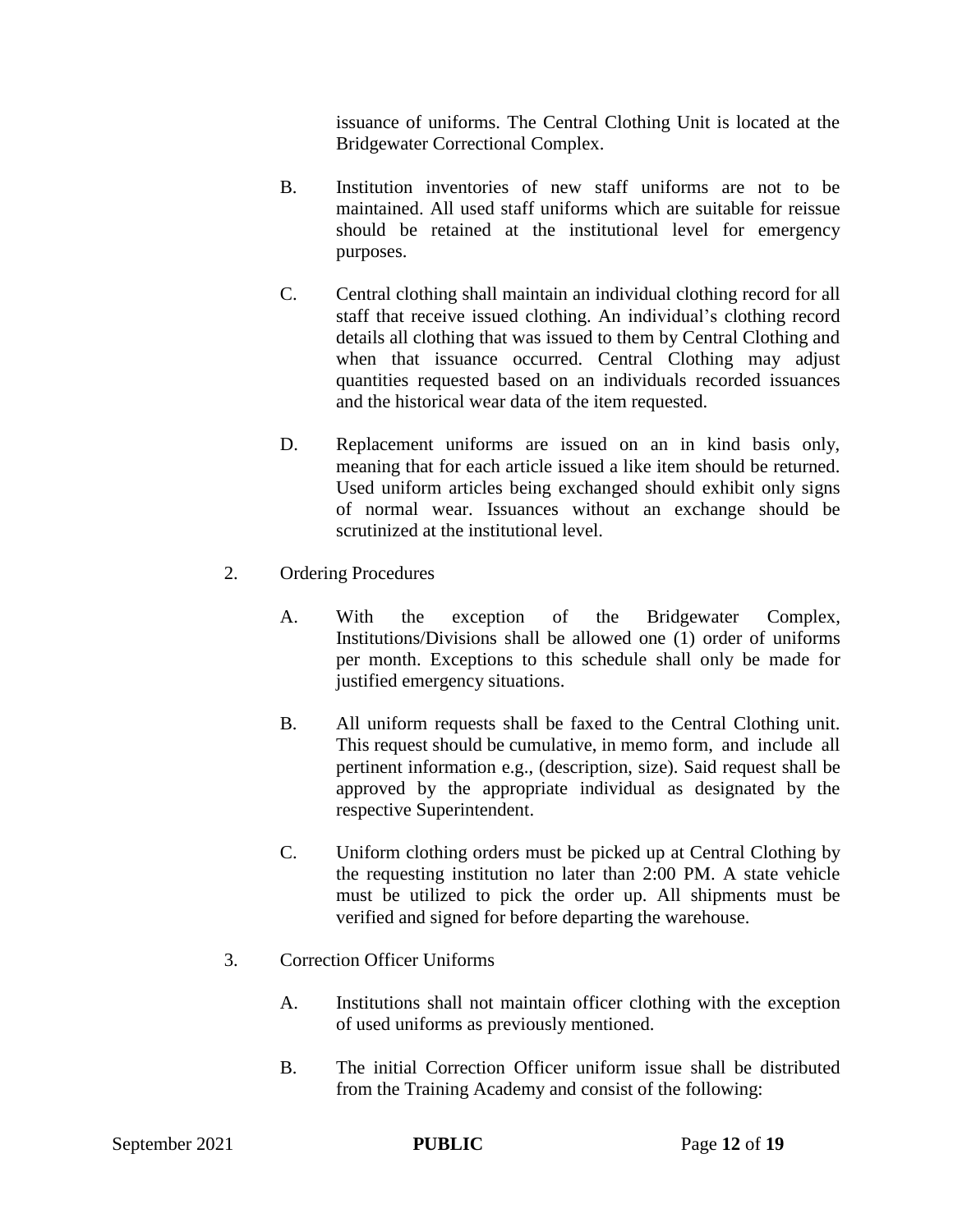issuance of uniforms. The Central Clothing Unit is located at the Bridgewater Correctional Complex.

B. Institution inventories of new staff uniforms are not to be maintained. All used staff uniforms which are suitable for reissue should be retained at the institutional level for emergency purposes.

C. Central clothing shall maintain an individual clothing record for all staff that receive issued clothing. An individual's clothing record details all clothing that was issued to them by Central Clothing and when that issuance occurred. Central Clothing may adjust quantities requested based on an individuals recorded issuances and the historical wear data of the item requested.

D. Replacement uniforms are issued on an in kind basis only, meaning that for each article issued a like item should be returned. Used uniform articles being exchanged should exhibit only signs of normal wear. Issuances without an exchange should be scrutinized at the institutional level.

2. Ordering Procedures

A. With the exception of the Bridgewater Complex, Institutions/Divisions shall be allowed one (1) order of uniforms per month. Exceptions to this schedule shall only be made for justified emergency situations.

B. All uniform requests shall be faxed to the Central Clothing unit. This request should be cumulative, in memo form, and include all pertinent information e.g., (description, size). Said request shall be approved by the appropriate individual as designated by the respective Superintendent.

C. Uniform clothing orders must be picked up at Central Clothing by the requesting institution no later than 2:00 PM. A state vehicle must be utilized to pick the order up. All shipments must be verified and signed for before departing the warehouse.

3. Correction Officer Uniforms

A. Institutions shall not maintain officer clothing with the exception of used uniforms as previously mentioned.

B. The initial Correction Officer uniform issue shall be distributed from the Training Academy and consist of the following: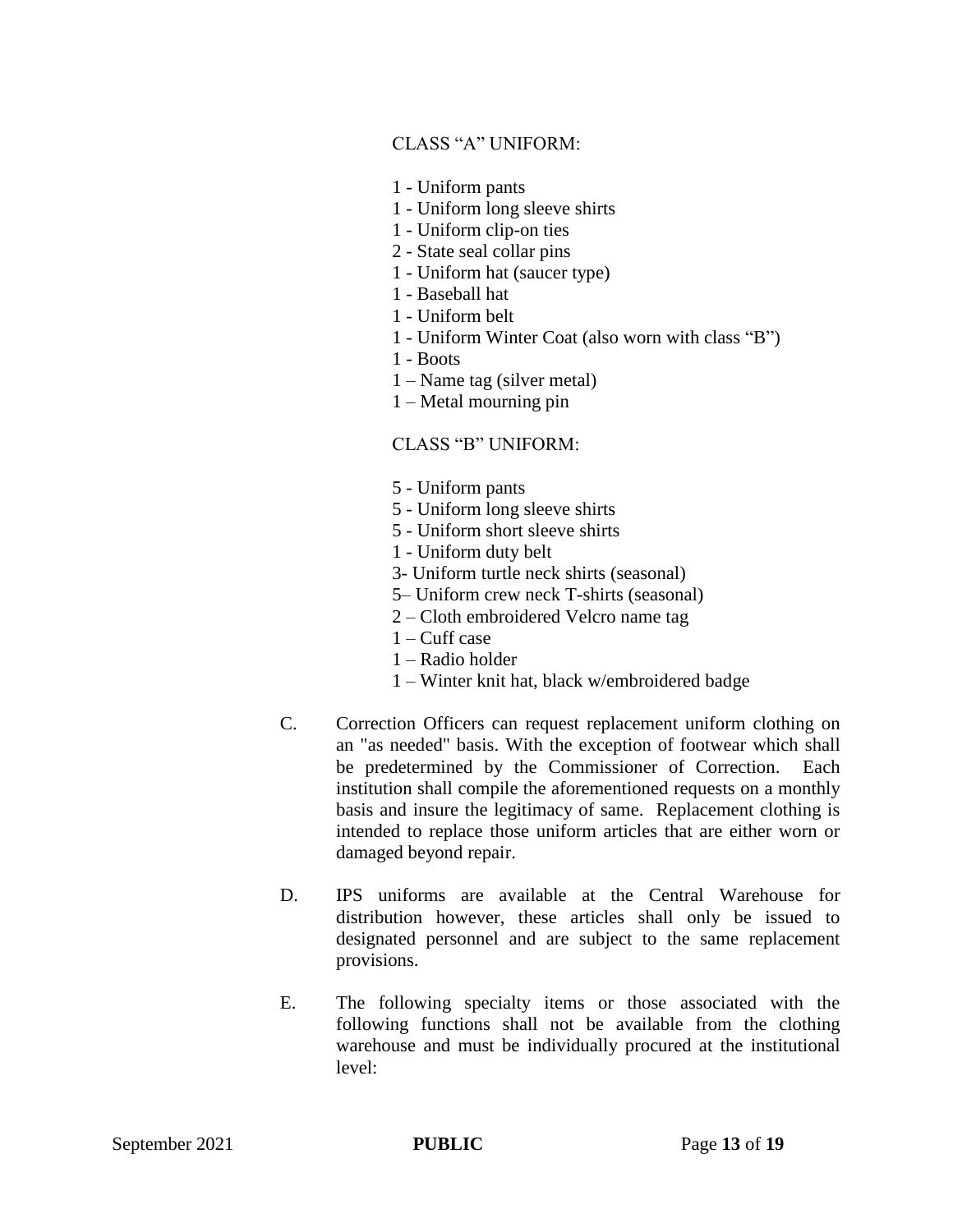CLASS "A" UNIFORM:

1 - Uniform pants
1 - Uniform long sleeve shirts
1 - Uniform clip-on ties
2 - State seal collar pins
1 - Uniform hat (saucer type)
1 - Baseball hat
1 - Uniform belt
1 - Uniform Winter Coat (also worn with class "B")
1 - Boots
1 – Name tag (silver metal)
1 – Metal mourning pin

CLASS "B" UNIFORM:

5 - Uniform pants
5 - Uniform long sleeve shirts
5 - Uniform short sleeve shirts
1 - Uniform duty belt
3- Uniform turtle neck shirts (seasonal)
5– Uniform crew neck T-shirts (seasonal)
2 – Cloth embroidered Velcro name tag
1 – Cuff case
1 – Radio holder
1 – Winter knit hat, black w/embroidered badge

C. Correction Officers can request replacement uniform clothing on an "as needed" basis. With the exception of footwear which shall be predetermined by the Commissioner of Correction. Each institution shall compile the aforementioned requests on a monthly basis and insure the legitimacy of same. Replacement clothing is intended to replace those uniform articles that are either worn or damaged beyond repair.

D. IPS uniforms are available at the Central Warehouse for distribution however, these articles shall only be issued to designated personnel and are subject to the same replacement provisions.

E. The following specialty items or those associated with the following functions shall not be available from the clothing warehouse and must be individually procured at the institutional level: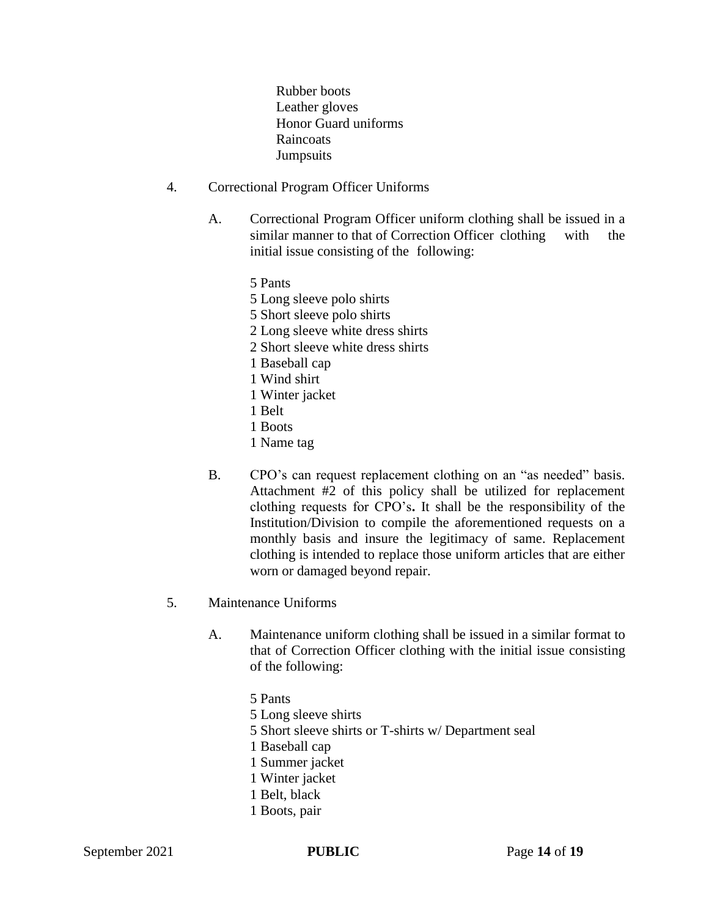Rubber boots
Leather gloves
Honor Guard uniforms
Raincoats
Jumpsuits

4. Correctional Program Officer Uniforms

   A. Correctional Program Officer uniform clothing shall be issued in a similar manner to that of Correction Officer clothing with the initial issue consisting of the following:

      5 Pants
      5 Long sleeve polo shirts
      5 Short sleeve polo shirts
      2 Long sleeve white dress shirts
      2 Short sleeve white dress shirts
      1 Baseball cap
      1 Wind shirt
      1 Winter jacket
      1 Belt
      1 Boots
      1 Name tag

   B. CPO's can request replacement clothing on an "as needed" basis. Attachment #2 of this policy shall be utilized for replacement clothing requests for CPO's**.** It shall be the responsibility of the Institution/Division to compile the aforementioned requests on a monthly basis and insure the legitimacy of same. Replacement clothing is intended to replace those uniform articles that are either worn or damaged beyond repair.

5. Maintenance Uniforms

   A. Maintenance uniform clothing shall be issued in a similar format to that of Correction Officer clothing with the initial issue consisting of the following:

      5 Pants
      5 Long sleeve shirts
      5 Short sleeve shirts or T-shirts w/ Department seal
      1 Baseball cap
      1 Summer jacket
      1 Winter jacket
      1 Belt, black
      1 Boots, pair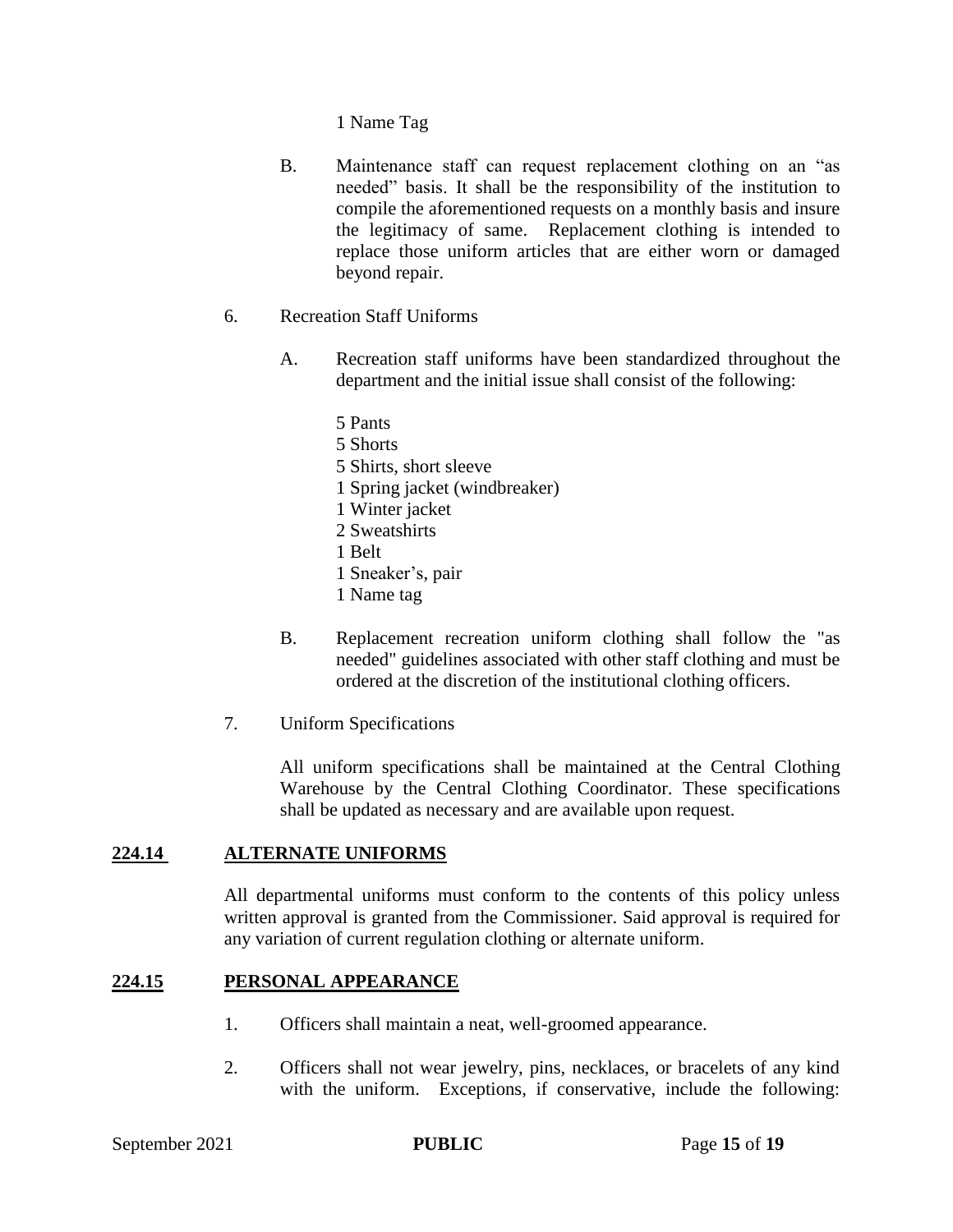1 Name Tag

B. Maintenance staff can request replacement clothing on an "as needed" basis. It shall be the responsibility of the institution to compile the aforementioned requests on a monthly basis and insure the legitimacy of same. Replacement clothing is intended to replace those uniform articles that are either worn or damaged beyond repair.

6. Recreation Staff Uniforms

A. Recreation staff uniforms have been standardized throughout the department and the initial issue shall consist of the following:

5 Pants
5 Shorts
5 Shirts, short sleeve
1 Spring jacket (windbreaker)
1 Winter jacket
2 Sweatshirts
1 Belt
1 Sneaker's, pair
1 Name tag

B. Replacement recreation uniform clothing shall follow the "as needed" guidelines associated with other staff clothing and must be ordered at the discretion of the institutional clothing officers.

7. Uniform Specifications

All uniform specifications shall be maintained at the Central Clothing Warehouse by the Central Clothing Coordinator. These specifications shall be updated as necessary and are available upon request.

## 224.14 ALTERNATE UNIFORMS

All departmental uniforms must conform to the contents of this policy unless written approval is granted from the Commissioner. Said approval is required for any variation of current regulation clothing or alternate uniform.

## 224.15 PERSONAL APPEARANCE

1. Officers shall maintain a neat, well-groomed appearance.

2. Officers shall not wear jewelry, pins, necklaces, or bracelets of any kind with the uniform. Exceptions, if conservative, include the following: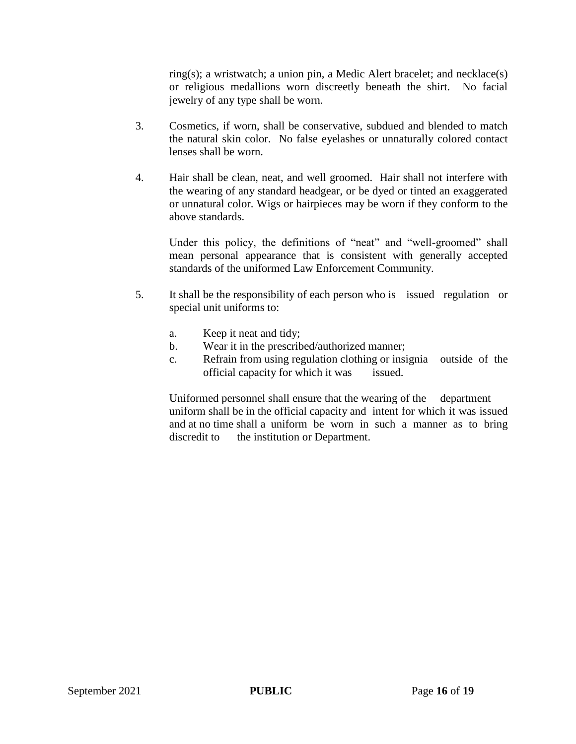ring(s); a wristwatch; a union pin, a Medic Alert bracelet; and necklace(s) or religious medallions worn discreetly beneath the shirt. No facial jewelry of any type shall be worn.

3. Cosmetics, if worn, shall be conservative, subdued and blended to match the natural skin color. No false eyelashes or unnaturally colored contact lenses shall be worn.

4. Hair shall be clean, neat, and well groomed. Hair shall not interfere with the wearing of any standard headgear, or be dyed or tinted an exaggerated or unnatural color. Wigs or hairpieces may be worn if they conform to the above standards.

   Under this policy, the definitions of "neat" and "well-groomed" shall mean personal appearance that is consistent with generally accepted standards of the uniformed Law Enforcement Community.

5. It shall be the responsibility of each person who is issued regulation or special unit uniforms to:

   a. Keep it neat and tidy;
   b. Wear it in the prescribed/authorized manner;
   c. Refrain from using regulation clothing or insignia outside of the official capacity for which it was issued.

   Uniformed personnel shall ensure that the wearing of the department uniform shall be in the official capacity and intent for which it was issued and at no time shall a uniform be worn in such a manner as to bring discredit to the institution or Department.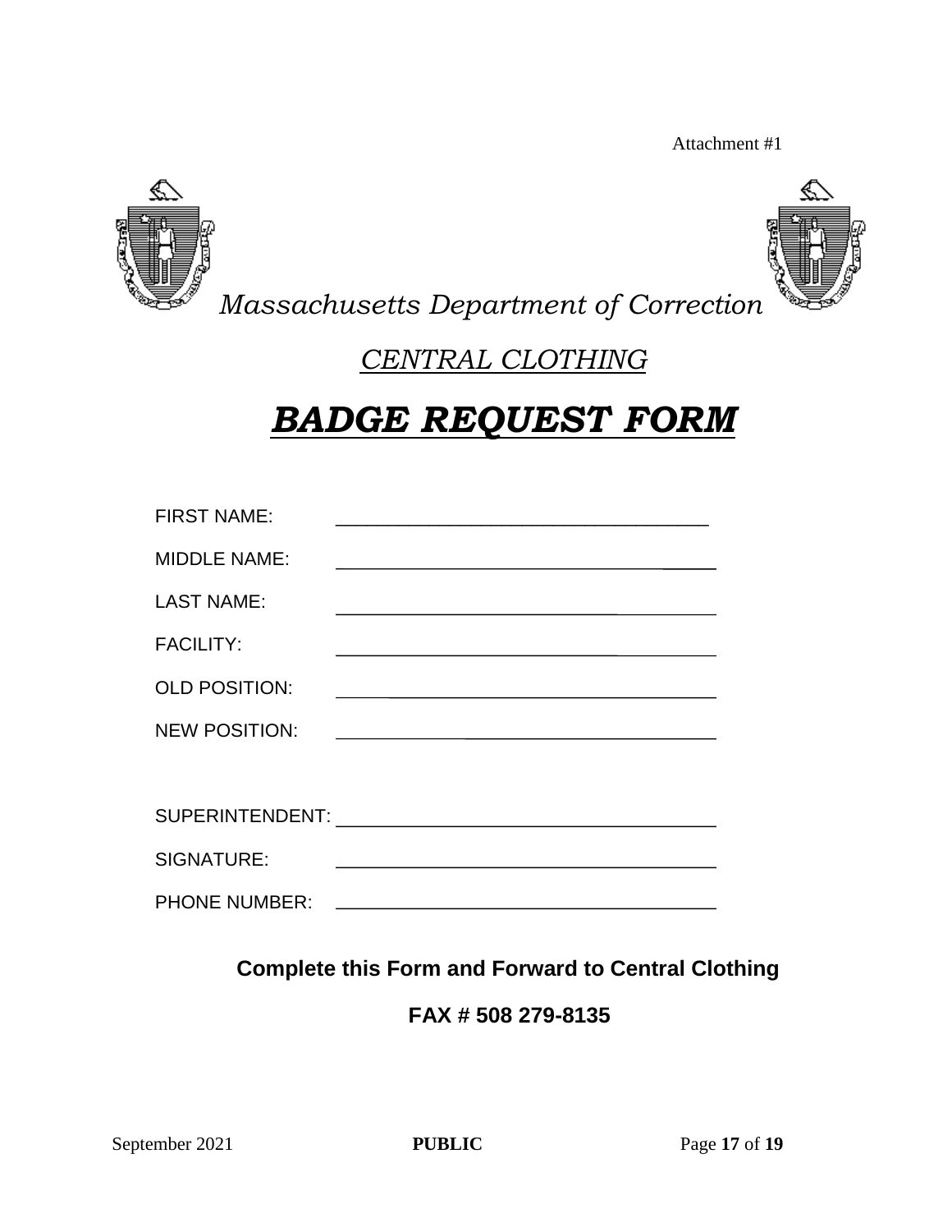Attachment #1

*Massachusetts Department of Correction*

*CENTRAL CLOTHING*

# ***BADGE REQUEST FORM***

FIRST NAME: ____________________________________

MIDDLE NAME: ____________________________________

LAST NAME: ____________________________________

FACILITY: ____________________________________

OLD POSITION: ____________________________________

NEW POSITION: ____________________________________

SUPERINTENDENT: ____________________________________

SIGNATURE: ____________________________________

PHONE NUMBER: ____________________________________

**Complete this Form and Forward to Central Clothing**

**FAX # 508 279-8135**

September 2021 **PUBLIC**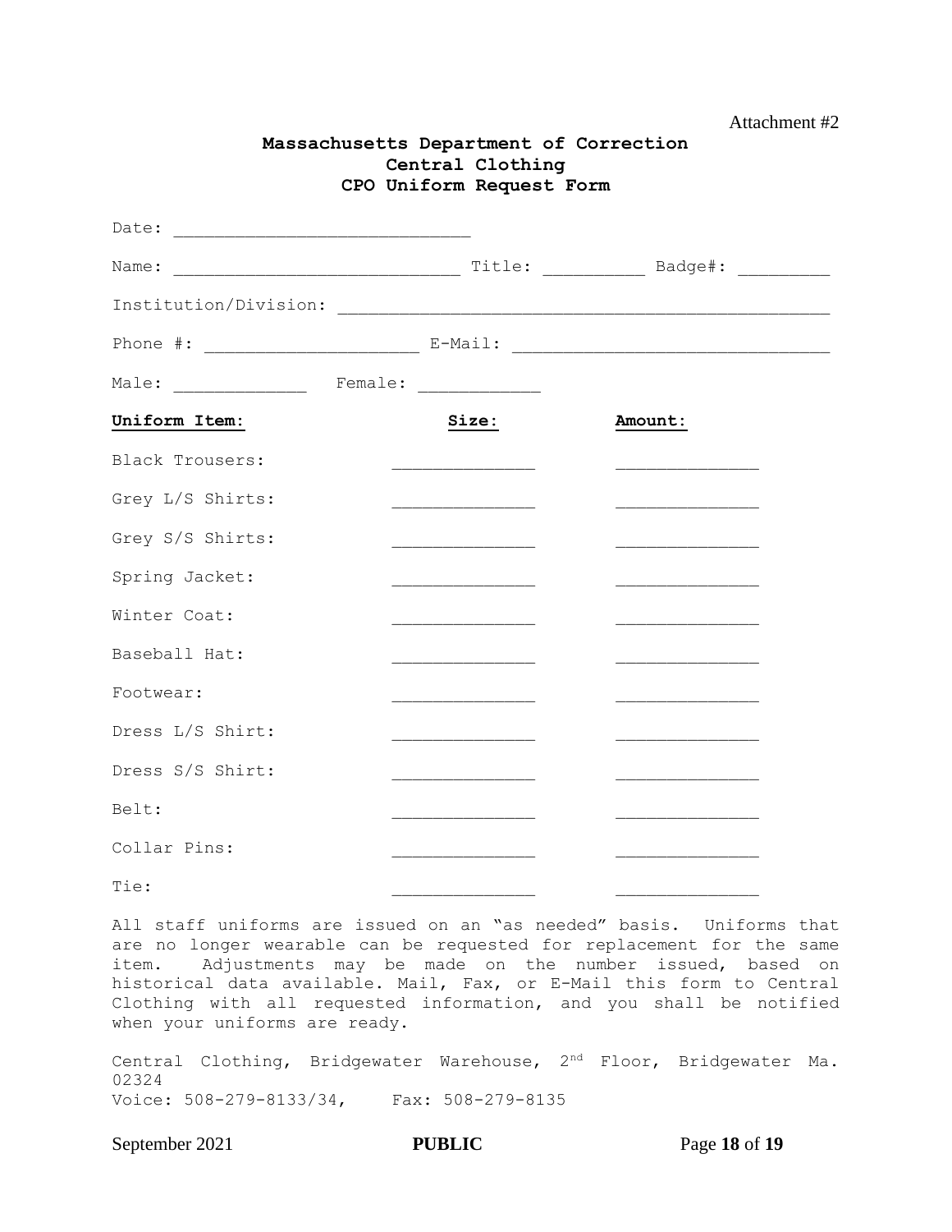Attachment #2

**Massachusetts Department of Correction**
**Central Clothing**
**CPO Uniform Request Form**

Date: ____________________________

Name: ____________________________ Title: __________ Badge#: _________

Institution/Division: ________________________________________________

Phone #: ____________________ E-Mail: ______________________________

Male: ____________ Female: ____________

| **Uniform Item:** | **Size:** | **Amount:** |
|---|---|---|
| Black Trousers: | ______________ | ______________ |
| Grey L/S Shirts: | ______________ | ______________ |
| Grey S/S Shirts: | ______________ | ______________ |
| Spring Jacket: | ______________ | ______________ |
| Winter Coat: | ______________ | ______________ |
| Baseball Hat: | ______________ | ______________ |
| Footwear: | ______________ | ______________ |
| Dress L/S Shirt: | ______________ | ______________ |
| Dress S/S Shirt: | ______________ | ______________ |
| Belt: | ______________ | ______________ |
| Collar Pins: | ______________ | ______________ |
| Tie: | ______________ | ______________ |

All staff uniforms are issued on an "as needed" basis. Uniforms that are no longer wearable can be requested for replacement for the same item. Adjustments may be made on the number issued, based on historical data available. Mail, Fax, or E-Mail this form to Central Clothing with all requested information, and you shall be notified when your uniforms are ready.

Central Clothing, Bridgewater Warehouse, 2nd Floor, Bridgewater Ma. 02324
Voice: 508-279-8133/34, Fax: 508-279-8135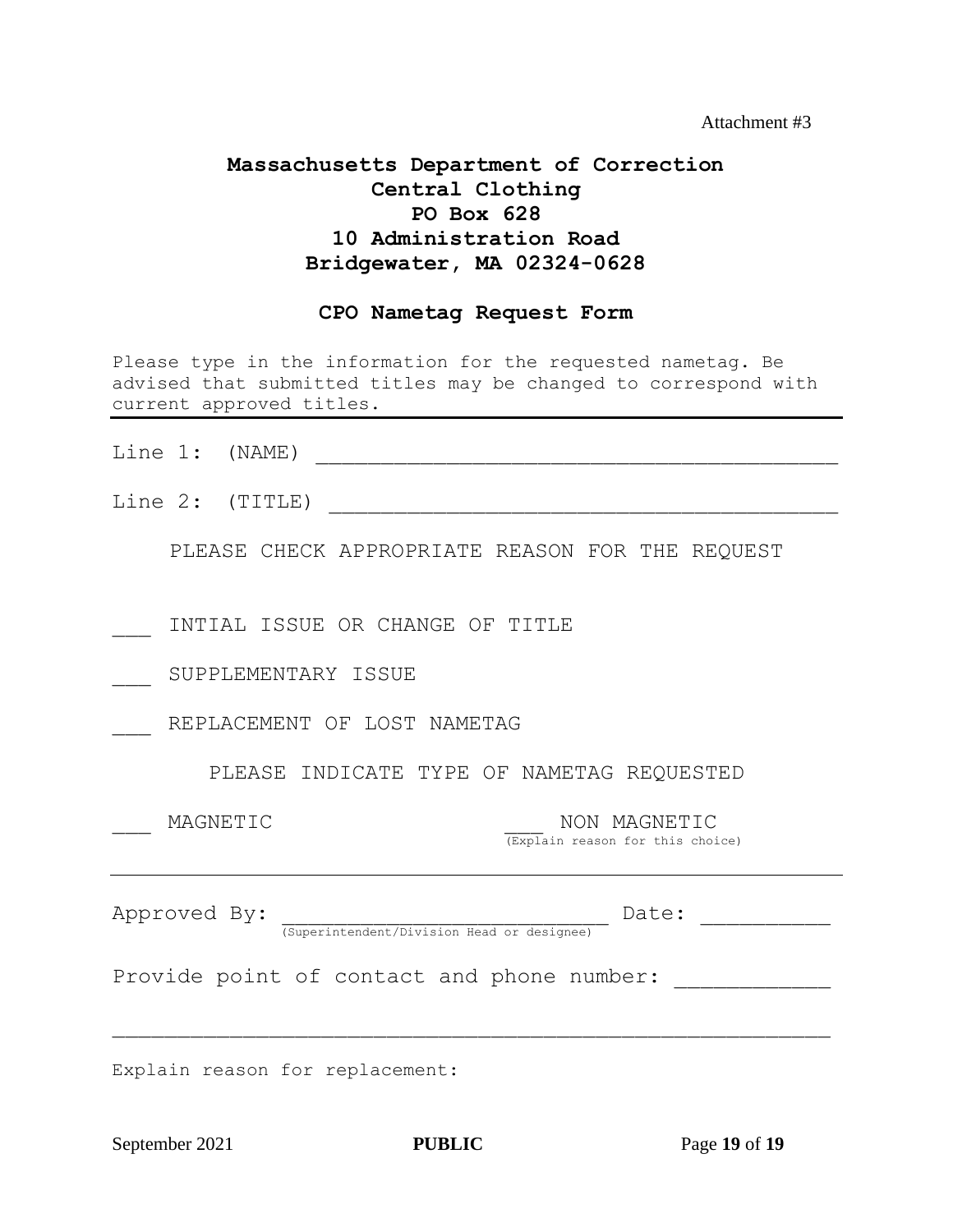Attachment #3

**Massachusetts Department of Correction**
**Central Clothing**
**PO Box 628**
**10 Administration Road**
**Bridgewater, MA 02324-0628**

**CPO Nametag Request Form**

Please type in the information for the requested nametag. Be advised that submitted titles may be changed to correspond with current approved titles.

---

Line 1: (NAME) ________________________________________

Line 2: (TITLE) _______________________________________

PLEASE CHECK APPROPRIATE REASON FOR THE REQUEST

___ INTIAL ISSUE OR CHANGE OF TITLE

___ SUPPLEMENTARY ISSUE

___ REPLACEMENT OF LOST NAMETAG

PLEASE INDICATE TYPE OF NAMETAG REQUESTED

___ MAGNETIC

___ NON MAGNETIC
(Explain reason for this choice)

---

Approved By: _________________________ Date: __________
(Superintendent/Division Head or designee)

Provide point of contact and phone number: ____________

_______________________________________________________

Explain reason for replacement: